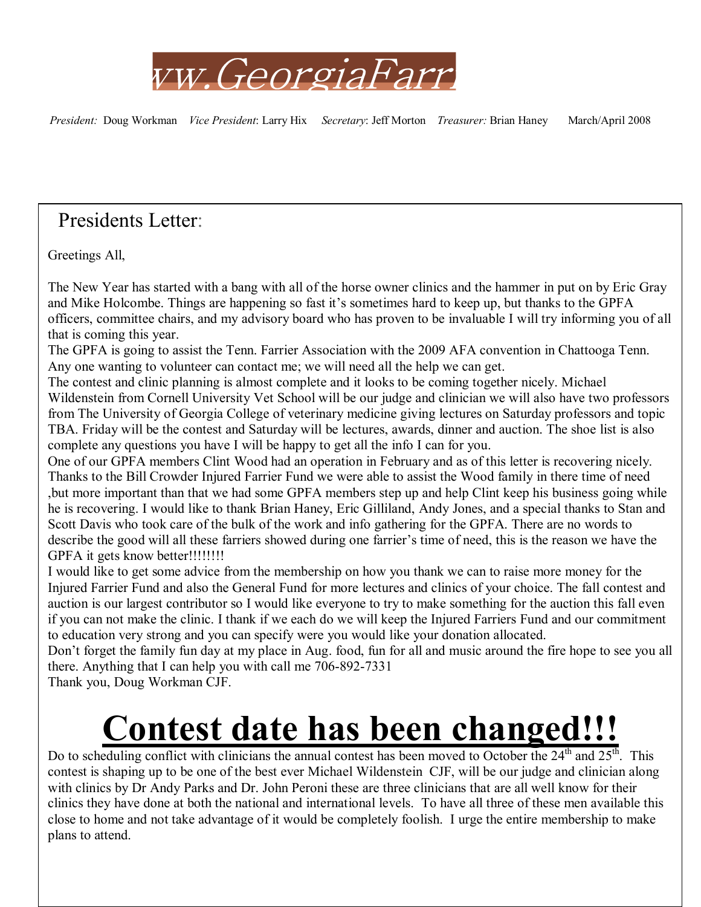vw.GeorgiaFarr

*President:* Doug Workman *Vice President*: Larry Hix *Secretary*: Jeff Morton *Treasurer:* Brian Haney March/April 2008

## Presidents Letter:

Greetings All,

The New Year has started with a bang with all of the horse owner clinics and the hammer in put on by Eric Gray and Mike Holcombe. Things are happening so fast it's sometimes hard to keep up, but thanks to the GPFA officers, committee chairs, and my advisory board who has proven to be invaluable I will try informing you of all that is coming this year.

The GPFA is going to assist the Tenn. Farrier Association with the 2009 AFA convention in Chattooga Tenn. Any one wanting to volunteer can contact me; we will need all the help we can get.

The contest and clinic planning is almost complete and it looks to be coming together nicely. Michael Wildenstein from Cornell University Vet School will be our judge and clinician we will also have two professors from The University of Georgia College of veterinary medicine giving lectures on Saturday professors and topic TBA. Friday will be the contest and Saturday will be lectures, awards, dinner and auction. The shoe list is also complete any questions you have I will be happy to get all the info I can for you.

One of our GPFA members Clint Wood had an operation in February and as of this letter is recovering nicely. Thanks to the Bill Crowder Injured Farrier Fund we were able to assist the Wood family in there time of need ,but more important than that we had some GPFA members step up and help Clint keep his business going while he is recovering. I would like to thank Brian Haney, Eric Gilliland, Andy Jones, and a special thanks to Stan and Scott Davis who took care of the bulk of the work and info gathering for the GPFA. There are no words to describe the good will all these farriers showed during one farrier's time of need, this is the reason we have the GPFA it gets know better!!!!!!!!

I would like to get some advice from the membership on how you thank we can to raise more money for the Injured Farrier Fund and also the General Fund for more lectures and clinics of your choice. The fall contest and auction is our largest contributor so I would like everyone to try to make something for the auction this fall even if you can not make the clinic. I thank if we each do we will keep the Injured Farriers Fund and our commitment to education very strong and you can specify were you would like your donation allocated.

Don't forget the family fun day at my place in Aug. food, fun for all and music around the fire hope to see you all there. Anything that I can help you with call me 706-892-7331

Thank you, Doug Workman CJF.

# Contest date has been changed!!!

Do to scheduling conflict with clinicians the annual contest has been moved to October the 24th and 25th. This contest is shaping up to be one of the best ever Michael Wildenstein CJF, will be our judge and clinician along with clinics by Dr Andy Parks and Dr. John Peroni these are three clinicians that are all well know for their clinics they have done at both the national and international levels. To have all three of these men available this close to home and not take advantage of it would be completely foolish. I urge the entire membership to make plans to attend.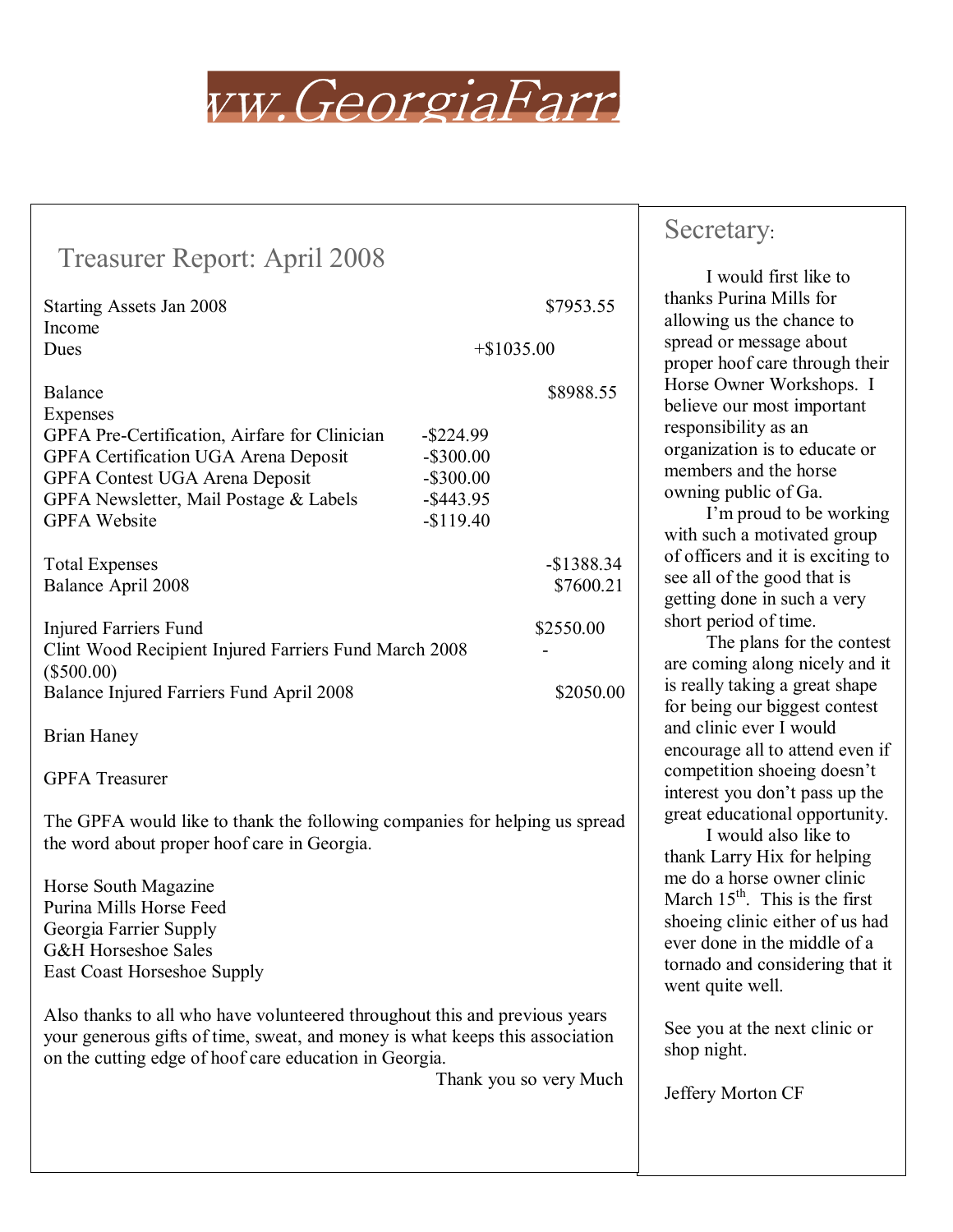ww.GeorgiaFarr

## Treasurer Report: April 2008

| | | |
|---|---|---|
| Starting Assets Jan 2008 | | $7953.55 |
| Income | | |
| Dues | +$1035.00 | |
| Balance | | $8988.55 |
| Expenses | | |
| GPFA Pre-Certification, Airfare for Clinician | -$224.99 | |
| GPFA Certification UGA Arena Deposit | -$300.00 | |
| GPFA Contest UGA Arena Deposit | -$300.00 | |
| GPFA Newsletter, Mail Postage & Labels | -$443.95 | |
| GPFA Website | -$119.40 | |
| Total Expenses | | -$1388.34 |
| Balance April 2008 | | $7600.21 |
| Injured Farriers Fund | | $2550.00 |
| Clint Wood Recipient Injured Farriers Fund March 2008 | | -($500.00) |
| Balance Injured Farriers Fund April 2008 | | $2050.00 |

Brian Haney

GPFA Treasurer

The GPFA would like to thank the following companies for helping us spread the word about proper hoof care in Georgia.

Horse South Magazine
Purina Mills Horse Feed
Georgia Farrier Supply
G&H Horseshoe Sales
East Coast Horseshoe Supply

Also thanks to all who have volunteered throughout this and previous years your generous gifts of time, sweat, and money is what keeps this association on the cutting edge of hoof care education in Georgia.

Thank you so very Much

## Secretary:

I would first like to thanks Purina Mills for allowing us the chance to spread or message about proper hoof care through their Horse Owner Workshops. I believe our most important responsibility as an organization is to educate or members and the horse owning public of Ga.

I'm proud to be working with such a motivated group of officers and it is exciting to see all of the good that is getting done in such a very short period of time.

The plans for the contest are coming along nicely and it is really taking a great shape for being our biggest contest and clinic ever I would encourage all to attend even if competition shoeing doesn't interest you don't pass up the great educational opportunity.

I would also like to thank Larry Hix for helping me do a horse owner clinic March 15th. This is the first shoeing clinic either of us had ever done in the middle of a tornado and considering that it went quite well.

See you at the next clinic or shop night.

Jeffery Morton CF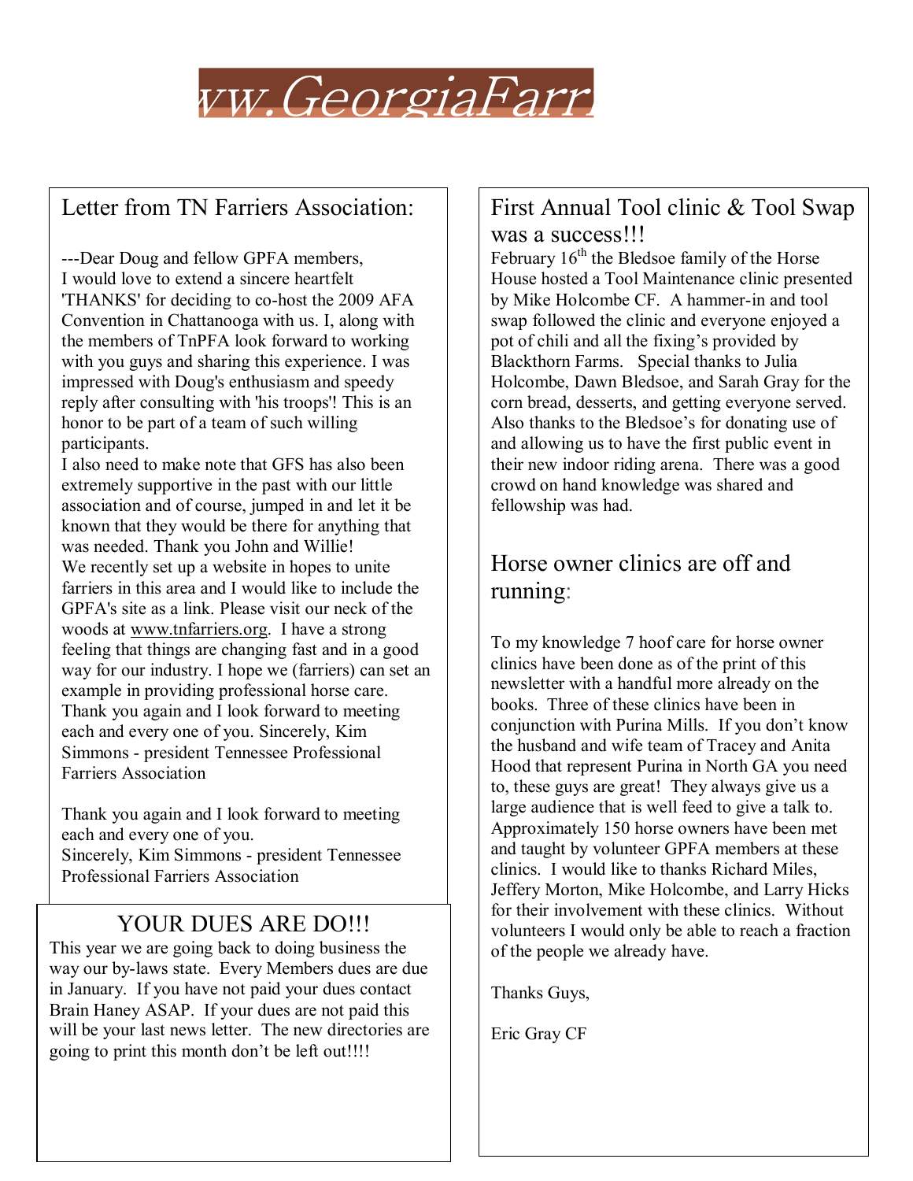vw.GeorgiaFarr

## Letter from TN Farriers Association:

---Dear Doug and fellow GPFA members,
I would love to extend a sincere heartfelt 'THANKS' for deciding to co-host the 2009 AFA Convention in Chattanooga with us. I, along with the members of TnPFA look forward to working with you guys and sharing this experience. I was impressed with Doug's enthusiasm and speedy reply after consulting with 'his troops'! This is an honor to be part of a team of such willing participants.
I also need to make note that GFS has also been extremely supportive in the past with our little association and of course, jumped in and let it be known that they would be there for anything that was needed. Thank you John and Willie!
We recently set up a website in hopes to unite farriers in this area and I would like to include the GPFA's site as a link. Please visit our neck of the woods at www.tnfarriers.org. I have a strong feeling that things are changing fast and in a good way for our industry. I hope we (farriers) can set an example in providing professional horse care. Thank you again and I look forward to meeting each and every one of you. Sincerely, Kim Simmons - president Tennessee Professional Farriers Association

Thank you again and I look forward to meeting each and every one of you.
Sincerely, Kim Simmons - president Tennessee Professional Farriers Association

## YOUR DUES ARE DO!!!

This year we are going back to doing business the way our by-laws state. Every Members dues are due in January. If you have not paid your dues contact Brain Haney ASAP. If your dues are not paid this will be your last news letter. The new directories are going to print this month don't be left out!!!!

## First Annual Tool clinic & Tool Swap was a success!!!

February 16th the Bledsoe family of the Horse House hosted a Tool Maintenance clinic presented by Mike Holcombe CF. A hammer-in and tool swap followed the clinic and everyone enjoyed a pot of chili and all the fixing's provided by Blackthorn Farms. Special thanks to Julia Holcombe, Dawn Bledsoe, and Sarah Gray for the corn bread, desserts, and getting everyone served. Also thanks to the Bledsoe's for donating use of and allowing us to have the first public event in their new indoor riding arena. There was a good crowd on hand knowledge was shared and fellowship was had.

## Horse owner clinics are off and running:

To my knowledge 7 hoof care for horse owner clinics have been done as of the print of this newsletter with a handful more already on the books. Three of these clinics have been in conjunction with Purina Mills. If you don't know the husband and wife team of Tracey and Anita Hood that represent Purina in North GA you need to, these guys are great! They always give us a large audience that is well feed to give a talk to. Approximately 150 horse owners have been met and taught by volunteer GPFA members at these clinics. I would like to thanks Richard Miles, Jeffery Morton, Mike Holcombe, and Larry Hicks for their involvement with these clinics. Without volunteers I would only be able to reach a fraction of the people we already have.

Thanks Guys,

Eric Gray CF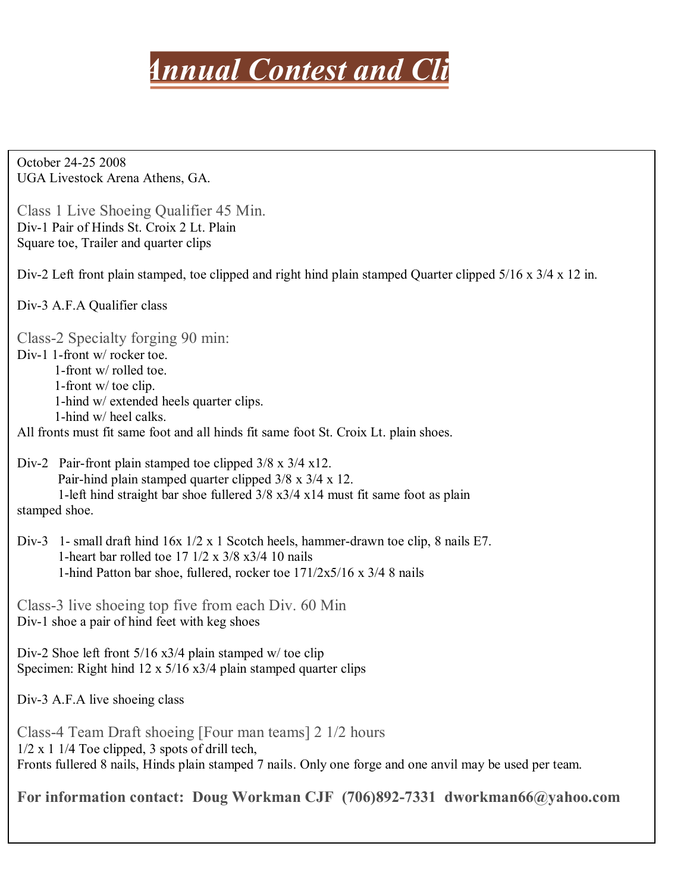# Annual Contest and Cli

October 24-25 2008
UGA Livestock Arena Athens, GA.

## Class 1 Live Shoeing Qualifier 45 Min.

Div-1 Pair of Hinds St. Croix 2 Lt. Plain
Square toe, Trailer and quarter clips

Div-2 Left front plain stamped, toe clipped and right hind plain stamped Quarter clipped 5/16 x 3/4 x 12 in.

Div-3 A.F.A Qualifier class

## Class-2 Specialty forging 90 min:

Div-1 1-front w/ rocker toe.
1-front w/ rolled toe.
1-front w/ toe clip.
1-hind w/ extended heels quarter clips.
1-hind w/ heel calks.
All fronts must fit same foot and all hinds fit same foot St. Croix Lt. plain shoes.

Div-2 Pair-front plain stamped toe clipped 3/8 x 3/4 x12.
Pair-hind plain stamped quarter clipped 3/8 x 3/4 x 12.
1-left hind straight bar shoe fullered 3/8 x3/4 x14 must fit same foot as plain stamped shoe.

Div-3 1- small draft hind 16x 1/2 x 1 Scotch heels, hammer-drawn toe clip, 8 nails E7.
1-heart bar rolled toe 17 1/2 x 3/8 x3/4 10 nails
1-hind Patton bar shoe, fullered, rocker toe 171/2x5/16 x 3/4 8 nails

## Class-3 live shoeing top five from each Div. 60 Min

Div-1 shoe a pair of hind feet with keg shoes

Div-2 Shoe left front 5/16 x3/4 plain stamped w/ toe clip
Specimen: Right hind 12 x 5/16 x3/4 plain stamped quarter clips

Div-3 A.F.A live shoeing class

## Class-4 Team Draft shoeing [Four man teams] 2 1/2 hours

1/2 x 1 1/4 Toe clipped, 3 spots of drill tech,
Fronts fullered 8 nails, Hinds plain stamped 7 nails. Only one forge and one anvil may be used per team.

**For information contact: Doug Workman CJF (706)892-7331 dworkman66@yahoo.com**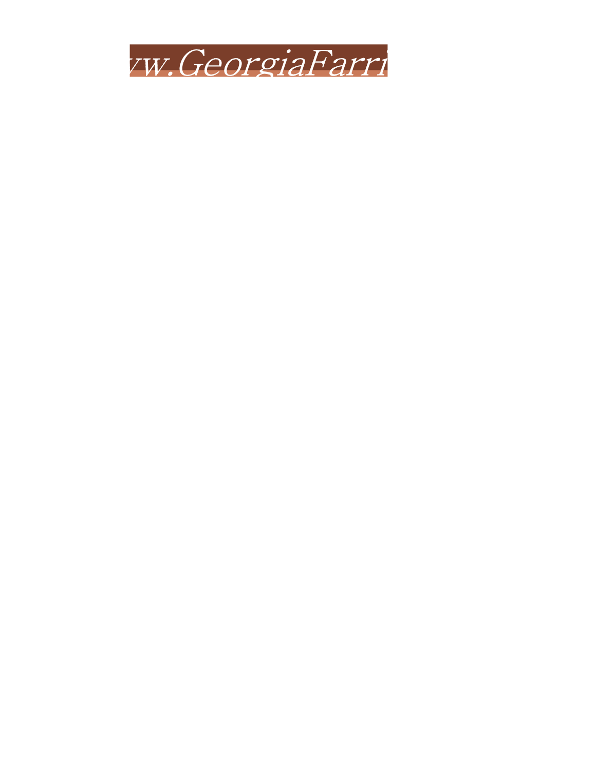vw.GeorgiaFarri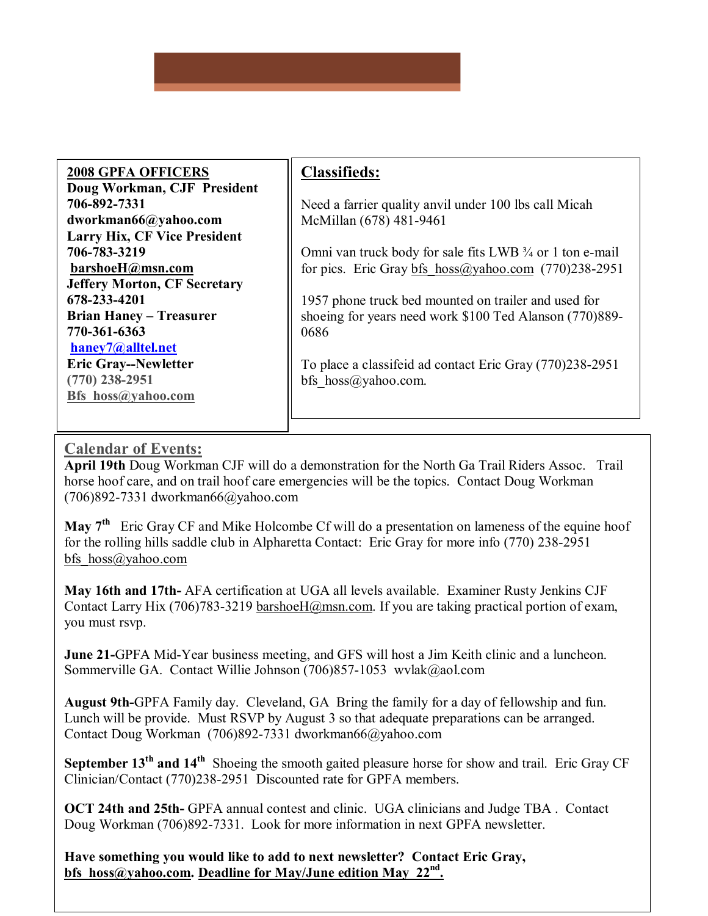**2008 GPFA OFFICERS**
**Doug Workman, CJF President**
**706-892-7331**
**dworkman66@yahoo.com**
**Larry Hix, CF Vice President**
**706-783-3219**
**barshoeH@msn.com**
**Jeffery Morton, CF Secretary**
**678-233-4201**
**Brian Haney – Treasurer**
**770-361-6363**
**haney7@alltel.net**
**Eric Gray--Newletter**
**(770) 238-2951**
**Bfs_hoss@yahoo.com**

## Classifieds:

Need a farrier quality anvil under 100 lbs call Micah McMillan (678) 481-9461

Omni van truck body for sale fits LWB ¾ or 1 ton e-mail for pics. Eric Gray bfs_hoss@yahoo.com (770)238-2951

1957 phone truck bed mounted on trailer and used for shoeing for years need work $100 Ted Alanson (770)889-0686

To place a classifeid ad contact Eric Gray (770)238-2951 bfs_hoss@yahoo.com.

## Calendar of Events:

**April 19th** Doug Workman CJF will do a demonstration for the North Ga Trail Riders Assoc. Trail horse hoof care, and on trail hoof care emergencies will be the topics. Contact Doug Workman (706)892-7331 dworkman66@yahoo.com

**May 7th** Eric Gray CF and Mike Holcombe Cf will do a presentation on lameness of the equine hoof for the rolling hills saddle club in Alpharetta Contact: Eric Gray for more info (770) 238-2951 bfs_hoss@yahoo.com

**May 16th and 17th-** AFA certification at UGA all levels available. Examiner Rusty Jenkins CJF Contact Larry Hix (706)783-3219 barshoeH@msn.com. If you are taking practical portion of exam, you must rsvp.

**June 21-**GPFA Mid-Year business meeting, and GFS will host a Jim Keith clinic and a luncheon. Sommerville GA. Contact Willie Johnson (706)857-1053 wvlak@aol.com

**August 9th-**GPFA Family day. Cleveland, GA Bring the family for a day of fellowship and fun. Lunch will be provide. Must RSVP by August 3 so that adequate preparations can be arranged. Contact Doug Workman (706)892-7331 dworkman66@yahoo.com

**September 13th and 14th** Shoeing the smooth gaited pleasure horse for show and trail. Eric Gray CF Clinician/Contact (770)238-2951 Discounted rate for GPFA members.

**OCT 24th and 25th-** GPFA annual contest and clinic. UGA clinicians and Judge TBA . Contact Doug Workman (706)892-7331. Look for more information in next GPFA newsletter.

**Have something you would like to add to next newsletter? Contact Eric Gray, bfs_hoss@yahoo.com. Deadline for May/June edition May 22nd.**